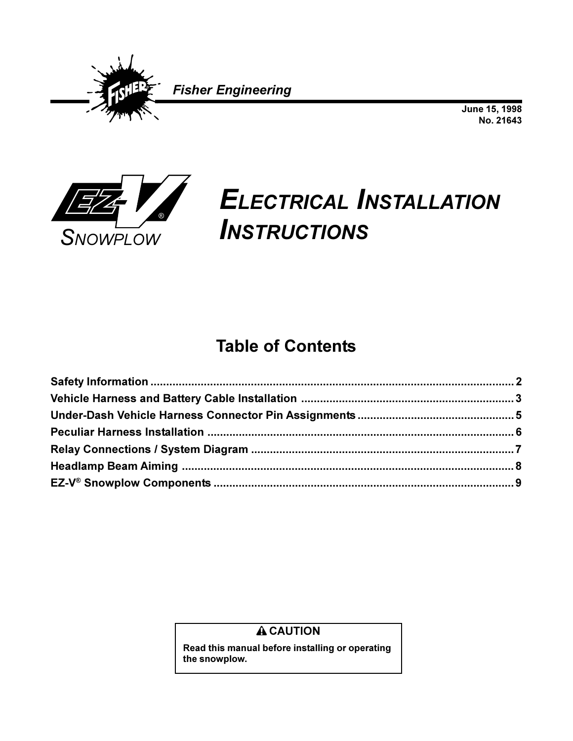Fisher Engineering

June 15, 1998
No. 21643

EZ-V® SNOWPLOW

# ELECTRICAL INSTALLATION INSTRUCTIONS

## Table of Contents

**Safety Information** .................................................. 2
**Vehicle Harness and Battery Cable Installation** .................................................. 3
**Under-Dash Vehicle Harness Connector Pin Assignments** .................................................. 5
**Peculiar Harness Installation** .................................................. 6
**Relay Connections / System Diagram** .................................................. 7
**Headlamp Beam Aiming** .................................................. 8
**EZ-V® Snowplow Components** .................................................. 9

> **⚠ CAUTION**
>
> **Read this manual before installing or operating the snowplow.**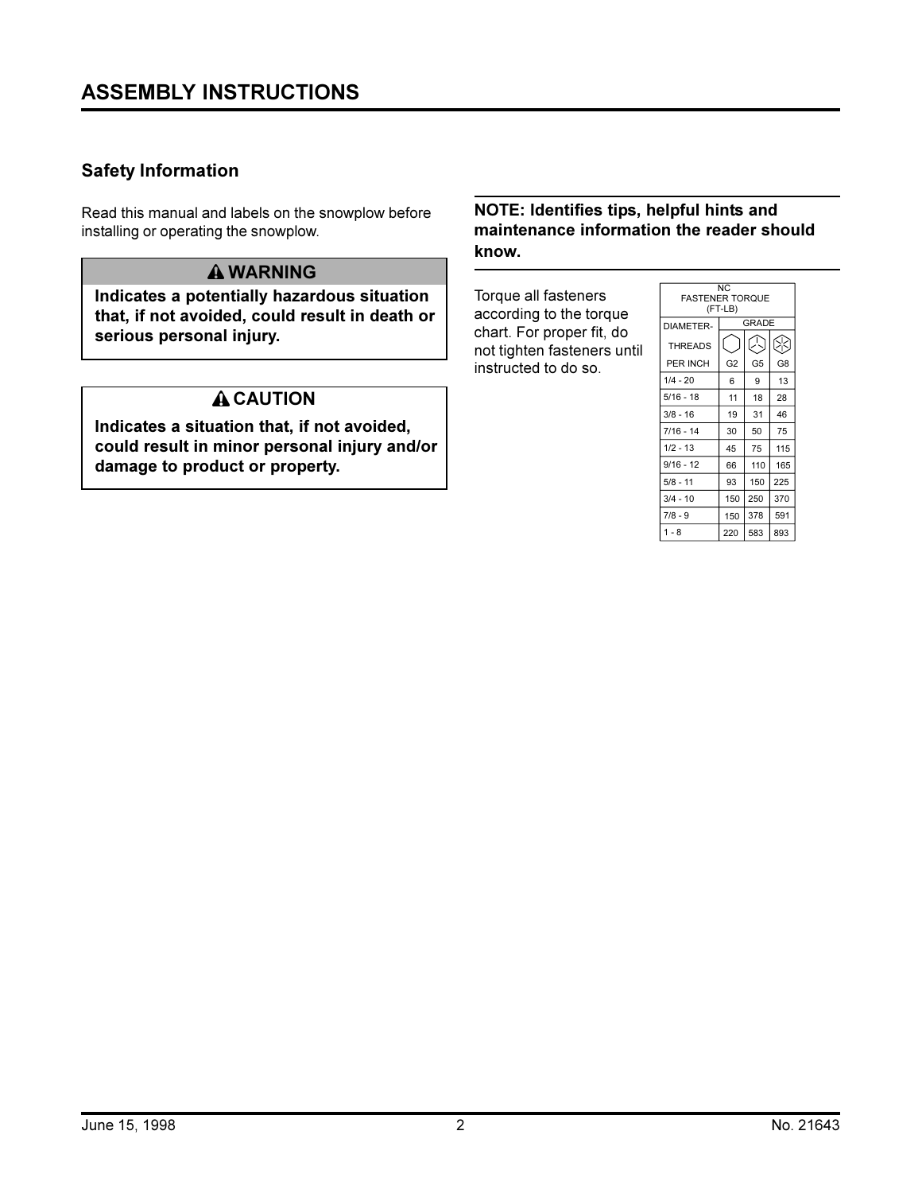# ASSEMBLY INSTRUCTIONS

## Safety Information

Read this manual and labels on the snowplow before installing or operating the snowplow.

**⚠ WARNING**

**Indicates a potentially hazardous situation that, if not avoided, could result in death or serious personal injury.**

**⚠ CAUTION**

**Indicates a situation that, if not avoided, could result in minor personal injury and/or damage to product or property.**

**NOTE: Identifies tips, helpful hints and maintenance information the reader should know.**

Torque all fasteners according to the torque chart. For proper fit, do not tighten fasteners until instructed to do so.

| NC FASTENER TORQUE (FT-LB) | | | |
|---|---|---|---|
| DIAMETER-THREADS PER INCH | GRADE | | |
| | G2 | G5 | G8 |
| 1/4 - 20 | 6 | 9 | 13 |
| 5/16 - 18 | 11 | 18 | 28 |
| 3/8 - 16 | 19 | 31 | 46 |
| 7/16 - 14 | 30 | 50 | 75 |
| 1/2 - 13 | 45 | 75 | 115 |
| 9/16 - 12 | 66 | 110 | 165 |
| 5/8 - 11 | 93 | 150 | 225 |
| 3/4 - 10 | 150 | 250 | 370 |
| 7/8 - 9 | 150 | 378 | 591 |
| 1 - 8 | 220 | 583 | 893 |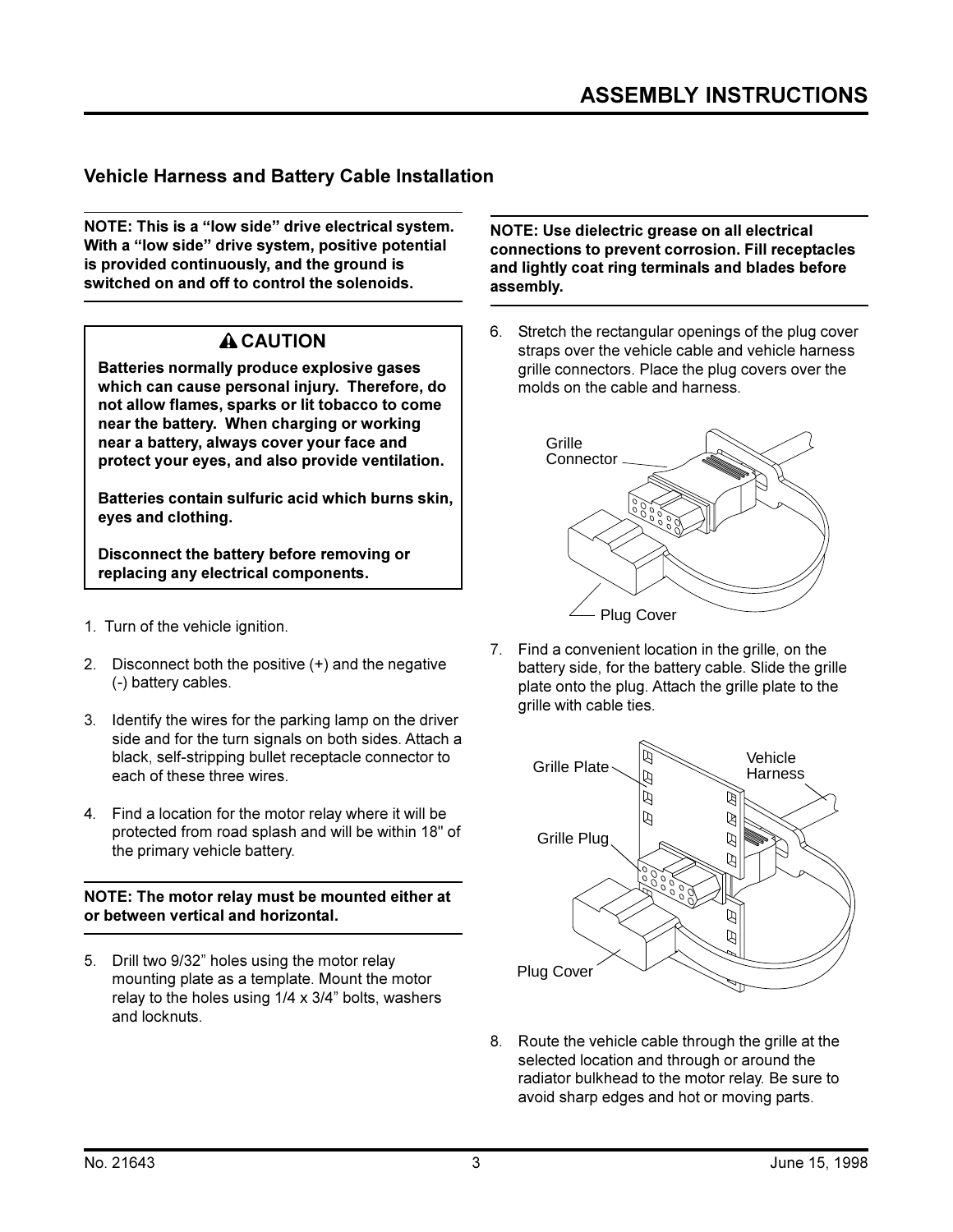# ASSEMBLY INSTRUCTIONS

## Vehicle Harness and Battery Cable Installation

**NOTE: This is a “low side” drive electrical system. With a “low side” drive system, positive potential is provided continuously, and the ground is switched on and off to control the solenoids.**

> **⚠ CAUTION**
>
> **Batteries normally produce explosive gases which can cause personal injury. Therefore, do not allow flames, sparks or lit tobacco to come near the battery. When charging or working near a battery, always cover your face and protect your eyes, and also provide ventilation.**
>
> **Batteries contain sulfuric acid which burns skin, eyes and clothing.**
>
> **Disconnect the battery before removing or replacing any electrical components.**

1. Turn of the vehicle ignition.

2. Disconnect both the positive (+) and the negative (-) battery cables.

3. Identify the wires for the parking lamp on the driver side and for the turn signals on both sides. Attach a black, self-stripping bullet receptacle connector to each of these three wires.

4. Find a location for the motor relay where it will be protected from road splash and will be within 18" of the primary vehicle battery.

**NOTE: The motor relay must be mounted either at or between vertical and horizontal.**

5. Drill two 9/32” holes using the motor relay mounting plate as a template. Mount the motor relay to the holes using 1/4 x 3/4” bolts, washers and locknuts.

**NOTE: Use dielectric grease on all electrical connections to prevent corrosion. Fill receptacles and lightly coat ring terminals and blades before assembly.**

6. Stretch the rectangular openings of the plug cover straps over the vehicle cable and vehicle harness grille connectors. Place the plug covers over the molds on the cable and harness.

Grille Connector

Plug Cover

7. Find a convenient location in the grille, on the battery side, for the battery cable. Slide the grille plate onto the plug. Attach the grille plate to the grille with cable ties.

Grille Plate

Vehicle Harness

Grille Plug

Plug Cover

8. Route the vehicle cable through the grille at the selected location and through or around the radiator bulkhead to the motor relay. Be sure to avoid sharp edges and hot or moving parts.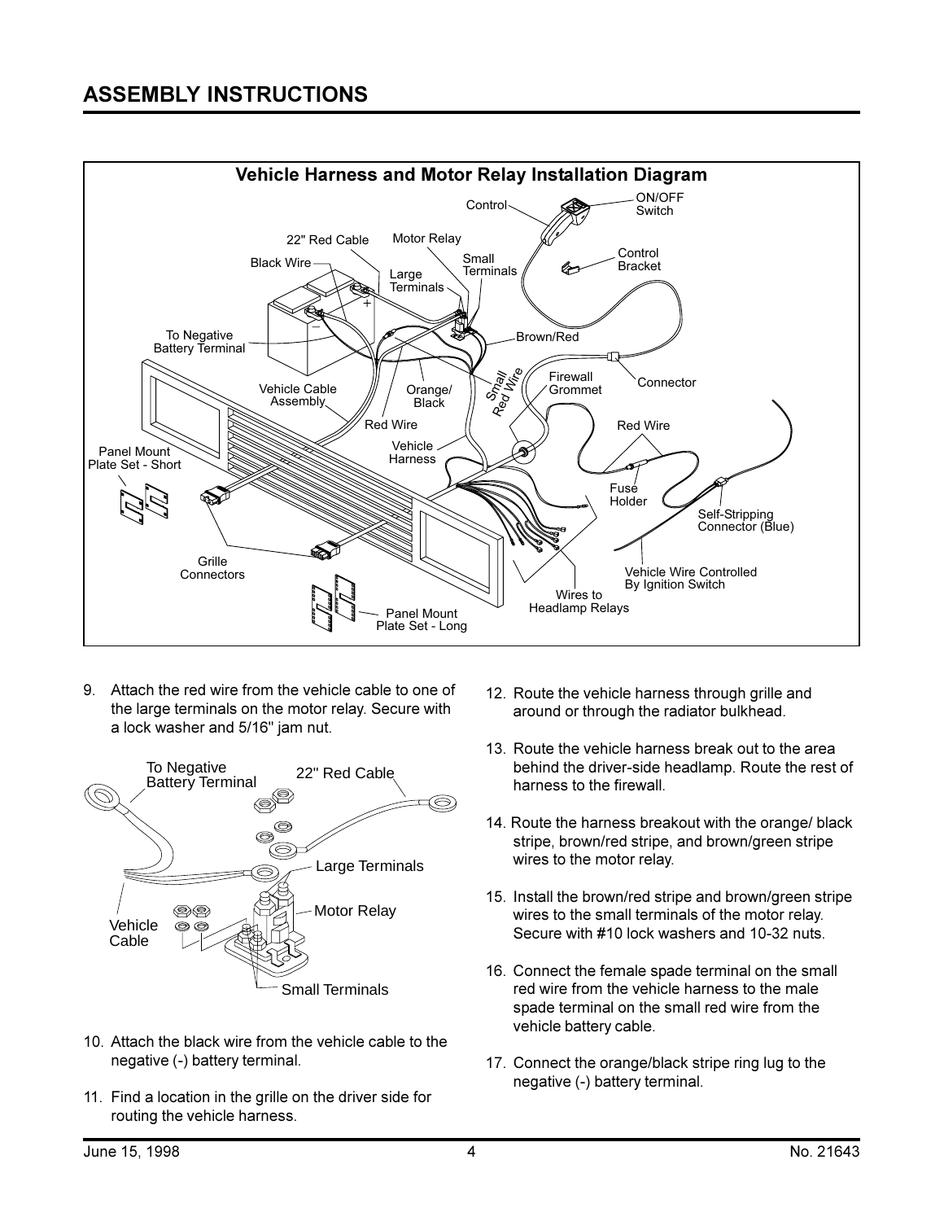## ASSEMBLY INSTRUCTIONS

**Vehicle Harness and Motor Relay Installation Diagram**

9. Attach the red wire from the vehicle cable to one of the large terminals on the motor relay. Secure with a lock washer and 5/16" jam nut.

10. Attach the black wire from the vehicle cable to the negative (-) battery terminal.

11. Find a location in the grille on the driver side for routing the vehicle harness.

12. Route the vehicle harness through grille and around or through the radiator bulkhead.

13. Route the vehicle harness break out to the area behind the driver-side headlamp. Route the rest of harness to the firewall.

14. Route the harness breakout with the orange/ black stripe, brown/red stripe, and brown/green stripe wires to the motor relay.

15. Install the brown/red stripe and brown/green stripe wires to the small terminals of the motor relay. Secure with #10 lock washers and 10-32 nuts.

16. Connect the female spade terminal on the small red wire from the vehicle harness to the male spade terminal on the small red wire from the vehicle battery cable.

17. Connect the orange/black stripe ring lug to the negative (-) battery terminal.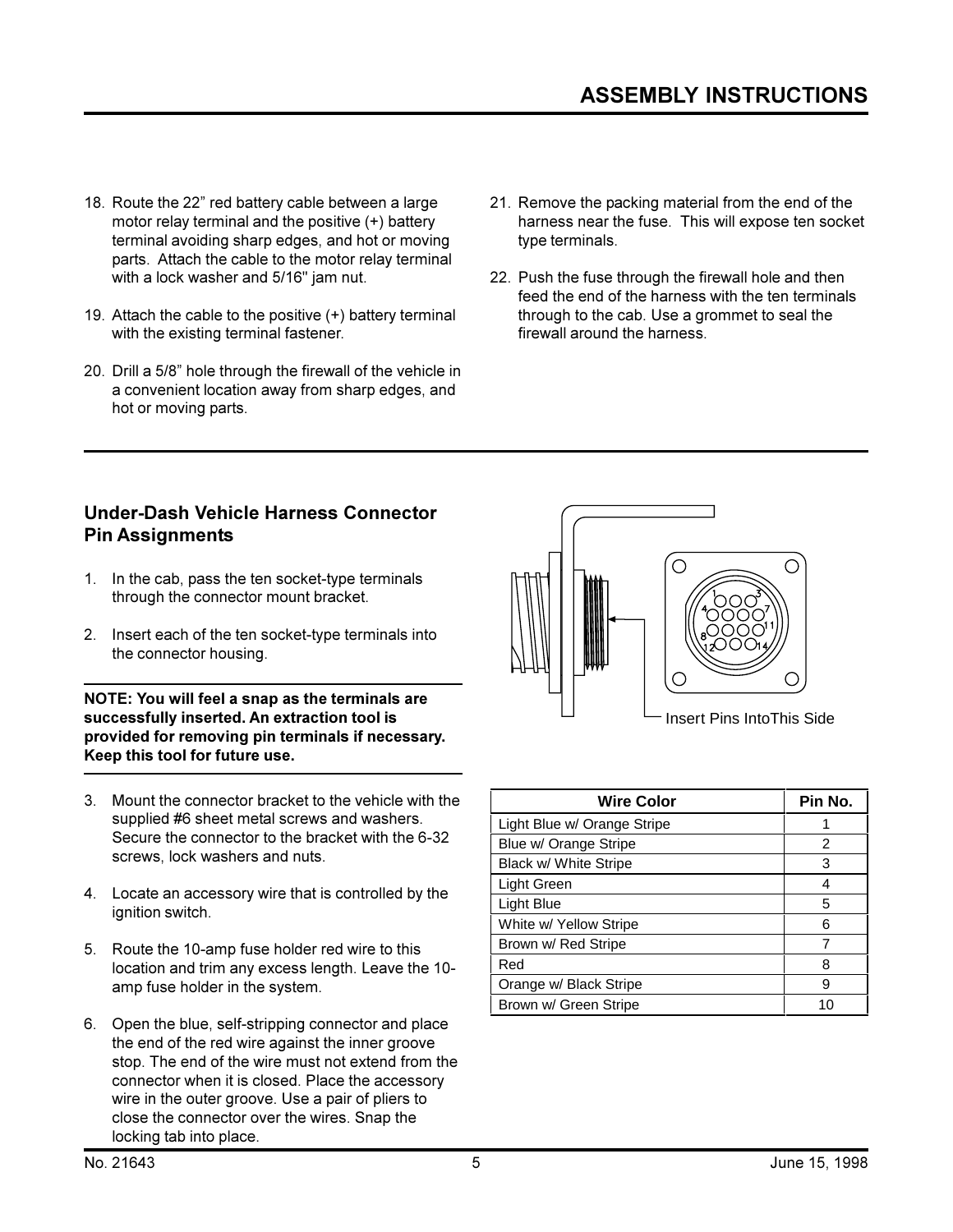# ASSEMBLY INSTRUCTIONS

18. Route the 22” red battery cable between a large motor relay terminal and the positive (+) battery terminal avoiding sharp edges, and hot or moving parts. Attach the cable to the motor relay terminal with a lock washer and 5/16" jam nut.

19. Attach the cable to the positive (+) battery terminal with the existing terminal fastener.

20. Drill a 5/8” hole through the firewall of the vehicle in a convenient location away from sharp edges, and hot or moving parts.

21. Remove the packing material from the end of the harness near the fuse. This will expose ten socket type terminals.

22. Push the fuse through the firewall hole and then feed the end of the harness with the ten terminals through to the cab. Use a grommet to seal the firewall around the harness.

## Under-Dash Vehicle Harness Connector Pin Assignments

1. In the cab, pass the ten socket-type terminals through the connector mount bracket.

2. Insert each of the ten socket-type terminals into the connector housing.

**NOTE: You will feel a snap as the terminals are successfully inserted. An extraction tool is provided for removing pin terminals if necessary. Keep this tool for future use.**

3. Mount the connector bracket to the vehicle with the supplied #6 sheet metal screws and washers. Secure the connector to the bracket with the 6-32 screws, lock washers and nuts.

4. Locate an accessory wire that is controlled by the ignition switch.

5. Route the 10-amp fuse holder red wire to this location and trim any excess length. Leave the 10-amp fuse holder in the system.

6. Open the blue, self-stripping connector and place the end of the red wire against the inner groove stop. The end of the wire must not extend from the connector when it is closed. Place the accessory wire in the outer groove. Use a pair of pliers to close the connector over the wires. Snap the locking tab into place.

Insert Pins IntoThis Side

| Wire Color | Pin No. |
|---|---|
| Light Blue w/ Orange Stripe | 1 |
| Blue w/ Orange Stripe | 2 |
| Black w/ White Stripe | 3 |
| Light Green | 4 |
| Light Blue | 5 |
| White w/ Yellow Stripe | 6 |
| Brown w/ Red Stripe | 7 |
| Red | 8 |
| Orange w/ Black Stripe | 9 |
| Brown w/ Green Stripe | 10 |

No. 21643 June 15, 1998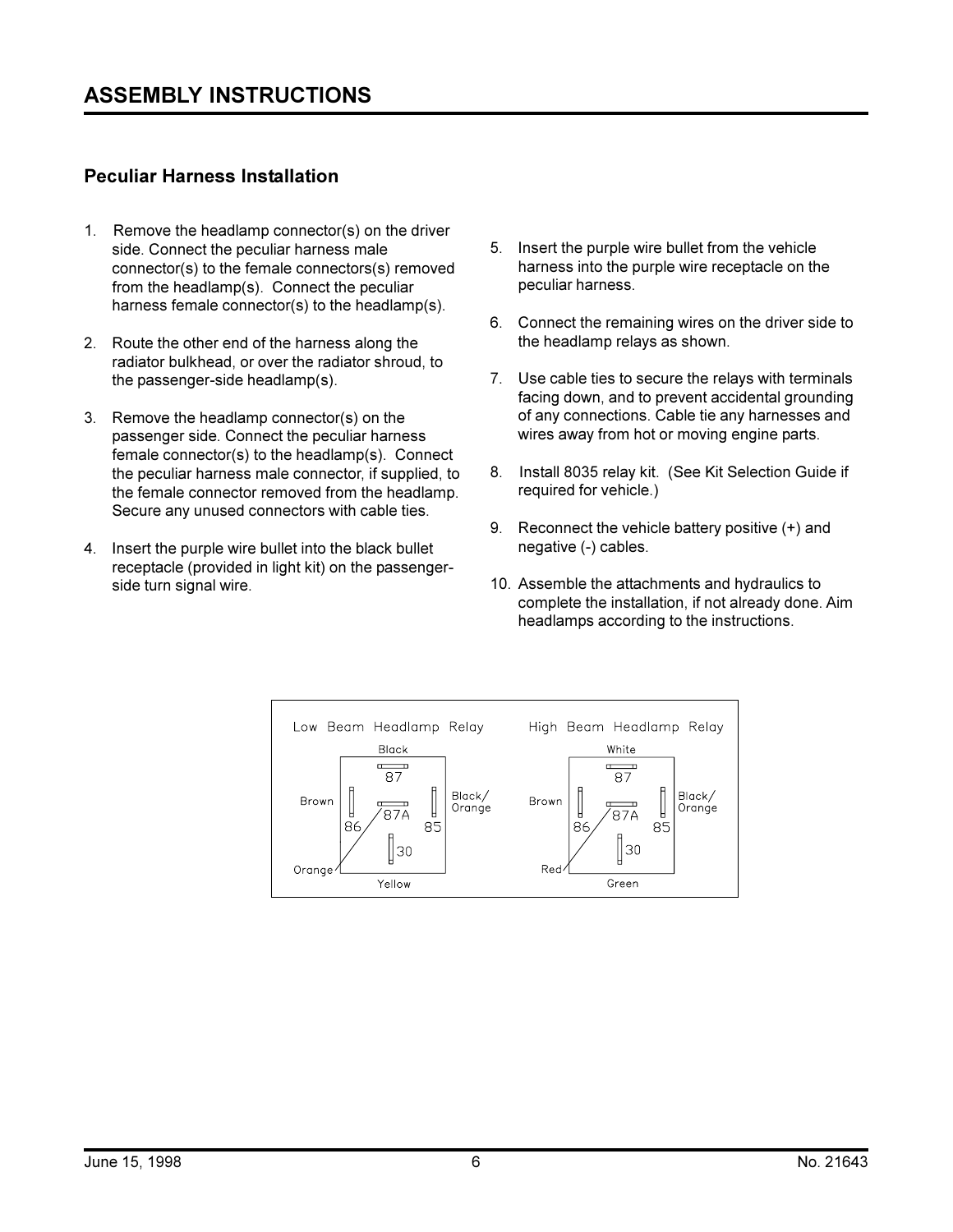# ASSEMBLY INSTRUCTIONS

## Peculiar Harness Installation

1. Remove the headlamp connector(s) on the driver side. Connect the peculiar harness male connector(s) to the female connectors(s) removed from the headlamp(s). Connect the peculiar harness female connector(s) to the headlamp(s).

2. Route the other end of the harness along the radiator bulkhead, or over the radiator shroud, to the passenger-side headlamp(s).

3. Remove the headlamp connector(s) on the passenger side. Connect the peculiar harness female connector(s) to the headlamp(s). Connect the peculiar harness male connector, if supplied, to the female connector removed from the headlamp. Secure any unused connectors with cable ties.

4. Insert the purple wire bullet into the black bullet receptacle (provided in light kit) on the passenger-side turn signal wire.

5. Insert the purple wire bullet from the vehicle harness into the purple wire receptacle on the peculiar harness.

6. Connect the remaining wires on the driver side to the headlamp relays as shown.

7. Use cable ties to secure the relays with terminals facing down, and to prevent accidental grounding of any connections. Cable tie any harnesses and wires away from hot or moving engine parts.

8. Install 8035 relay kit. (See Kit Selection Guide if required for vehicle.)

9. Reconnect the vehicle battery positive (+) and negative (-) cables.

10. Assemble the attachments and hydraulics to complete the installation, if not already done. Aim headlamps according to the instructions.

| Terminal | Low Beam Headlamp Relay | High Beam Headlamp Relay |
|---|---|---|
| 87 | Black | White |
| 86 | Brown | Brown |
| 85 | Black/Orange | Black/Orange |
| 87A | Orange | Red |
| 30 | Yellow | Green |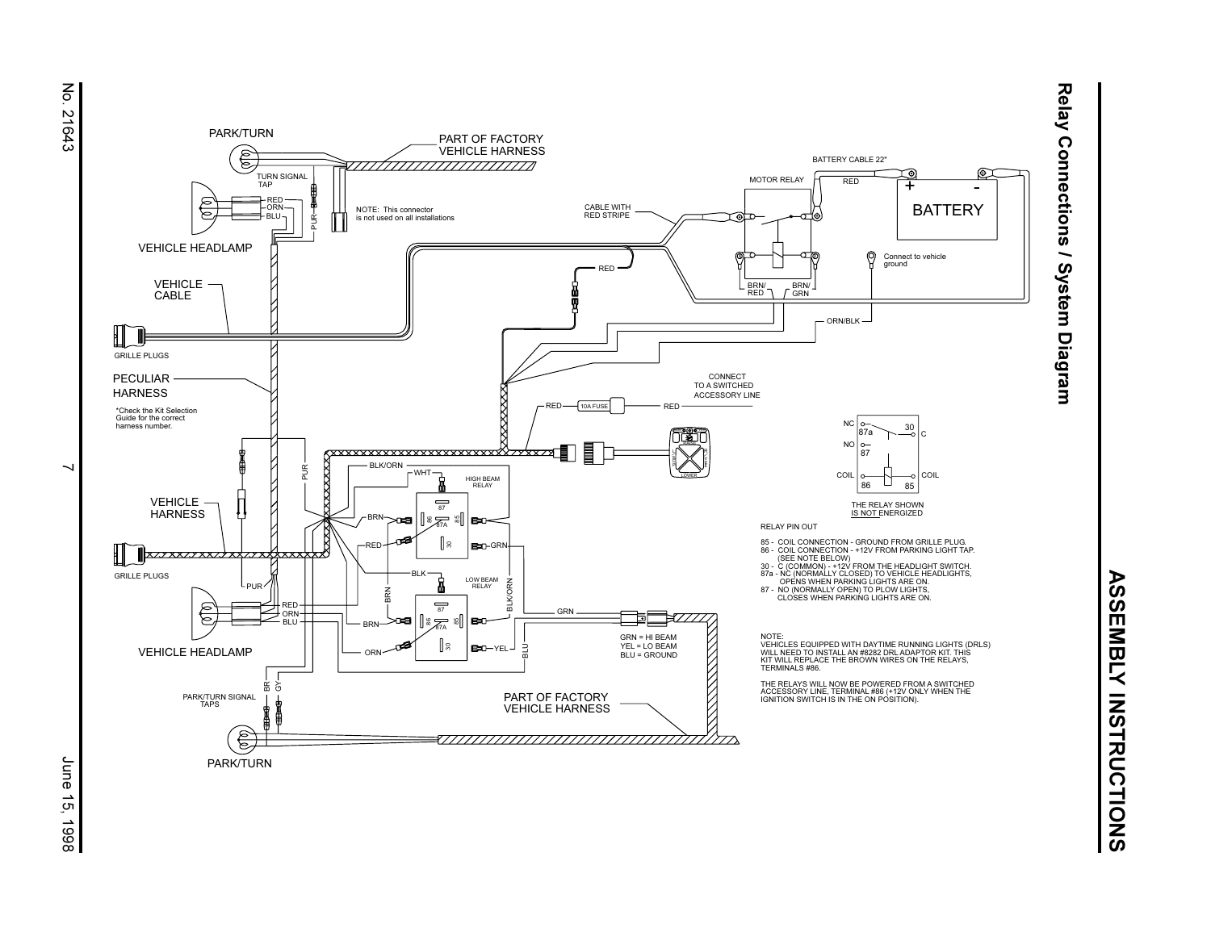# ASSEMBLY INSTRUCTIONS

## Relay Connections / System Diagram

PARK/TURN

PART OF FACTORY VEHICLE HARNESS

TURN SIGNAL TAP

RED
ORN
BLU

PUR

NOTE: This connector is not used on all installations

VEHICLE HEADLAMP

VEHICLE CABLE

GRILLE PLUGS

PECULIAR HARNESS

*Check the Kit Selection Guide for the correct harness number.

VEHICLE HARNESS

GRILLE PLUGS

PUR

RED
ORN
BLU

VEHICLE HEADLAMP

BR GY

PARK/TURN SIGNAL TAPS

PARK/TURN

BATTERY CABLE 22"

MOTOR RELAY

RED

BATTERY

CABLE WITH RED STRIPE

RED

Connect to vehicle ground

BRN/RED

BRN/GRN

ORN/BLK

CONNECT TO A SWITCHED ACCESSORY LINE

RED — 10A FUSE — RED

BLK/ORN

WHT

HIGH BEAM RELAY

BRN

RED

GRN

BLK

LOW BEAM RELAY

BRN

BLK/ORN

BRN

ORN

YEL

BLU

GRN

GRN = HI BEAM
YEL = LO BEAM
BLU = GROUND

PART OF FACTORY VEHICLE HARNESS

NC 87a
NO 87
30 C
COIL 86
COIL 85

THE RELAY SHOWN IS NOT ENERGIZED

RELAY PIN OUT

85 - COIL CONNECTION - GROUND FROM GRILLE PLUG.
86 - COIL CONNECTION - +12V FROM PARKING LIGHT TAP. (SEE NOTE BELOW)
30 - C (COMMON) - +12V FROM THE HEADLIGHT SWITCH.
87a - NC (NORMALLY CLOSED) TO VEHICLE HEADLIGHTS, OPENS WHEN PARKING LIGHTS ARE ON.
87 - NO (NORMALLY OPEN) TO PLOW LIGHTS, CLOSES WHEN PARKING LIGHTS ARE ON.

NOTE:
VEHICLES EQUIPPED WITH DAYTIME RUNNING LIGHTS (DRLS) WILL NEED TO INSTALL AN #8282 DRL ADAPTOR KIT. THIS KIT WILL REPLACE THE BROWN WIRES ON THE RELAYS, TERMINALS #86.

THE RELAYS WILL NOW BE POWERED FROM A SWITCHED ACCESSORY LINE, TERMINAL #86 (+12V ONLY WHEN THE IGNITION SWITCH IS IN THE ON POSITION).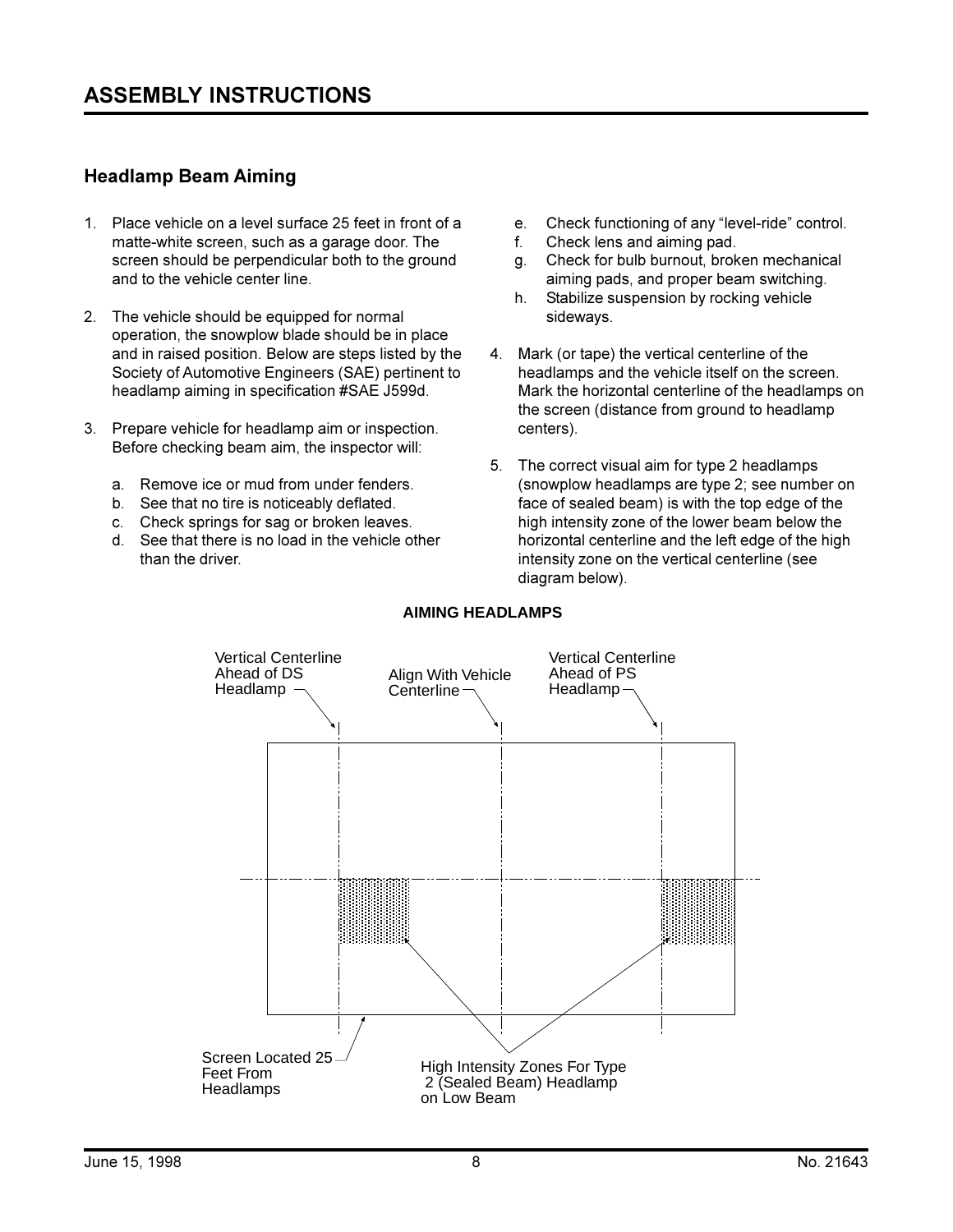# ASSEMBLY INSTRUCTIONS

## Headlamp Beam Aiming

1. Place vehicle on a level surface 25 feet in front of a matte-white screen, such as a garage door. The screen should be perpendicular both to the ground and to the vehicle center line.

2. The vehicle should be equipped for normal operation, the snowplow blade should be in place and in raised position. Below are steps listed by the Society of Automotive Engineers (SAE) pertinent to headlamp aiming in specification #SAE J599d.

3. Prepare vehicle for headlamp aim or inspection. Before checking beam aim, the inspector will:

   a. Remove ice or mud from under fenders.
   b. See that no tire is noticeably deflated.
   c. Check springs for sag or broken leaves.
   d. See that there is no load in the vehicle other than the driver.
   e. Check functioning of any “level-ride” control.
   f. Check lens and aiming pad.
   g. Check for bulb burnout, broken mechanical aiming pads, and proper beam switching.
   h. Stabilize suspension by rocking vehicle sideways.

4. Mark (or tape) the vertical centerline of the headlamps and the vehicle itself on the screen. Mark the horizontal centerline of the headlamps on the screen (distance from ground to headlamp centers).

5. The correct visual aim for type 2 headlamps (snowplow headlamps are type 2; see number on face of sealed beam) is with the top edge of the high intensity zone of the lower beam below the horizontal centerline and the left edge of the high intensity zone on the vertical centerline (see diagram below).

**AIMING HEADLAMPS**

Vertical Centerline Ahead of DS Headlamp

Align With Vehicle Centerline

Vertical Centerline Ahead of PS Headlamp

Screen Located 25 Feet From Headlamps

High Intensity Zones For Type 2 (Sealed Beam) Headlamp on Low Beam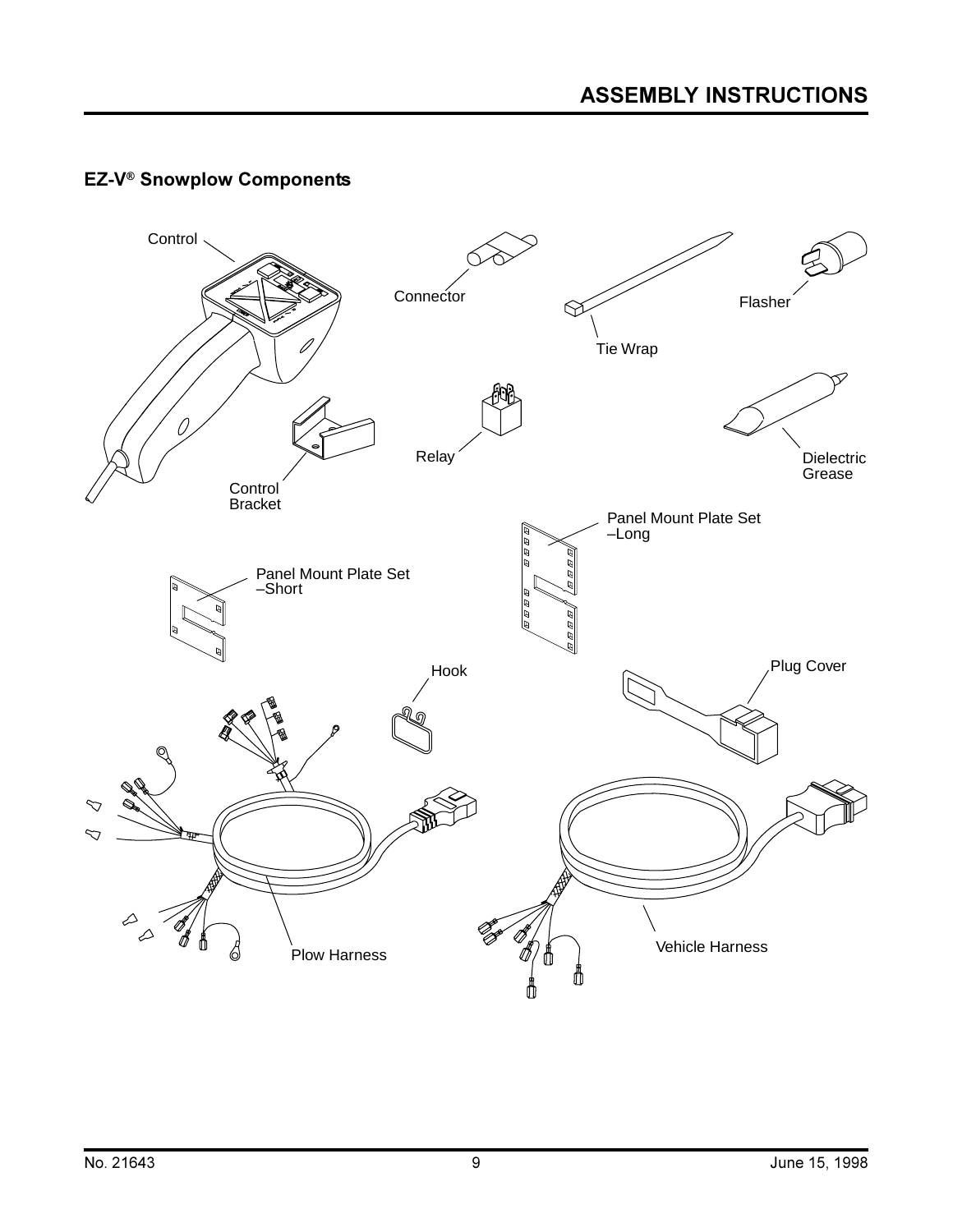## EZ-V® Snowplow Components

Control

Connector

Tie Wrap

Flasher

Relay

Dielectric Grease

Control Bracket

Panel Mount Plate Set –Long

Panel Mount Plate Set –Short

Hook

Plug Cover

Plow Harness

Vehicle Harness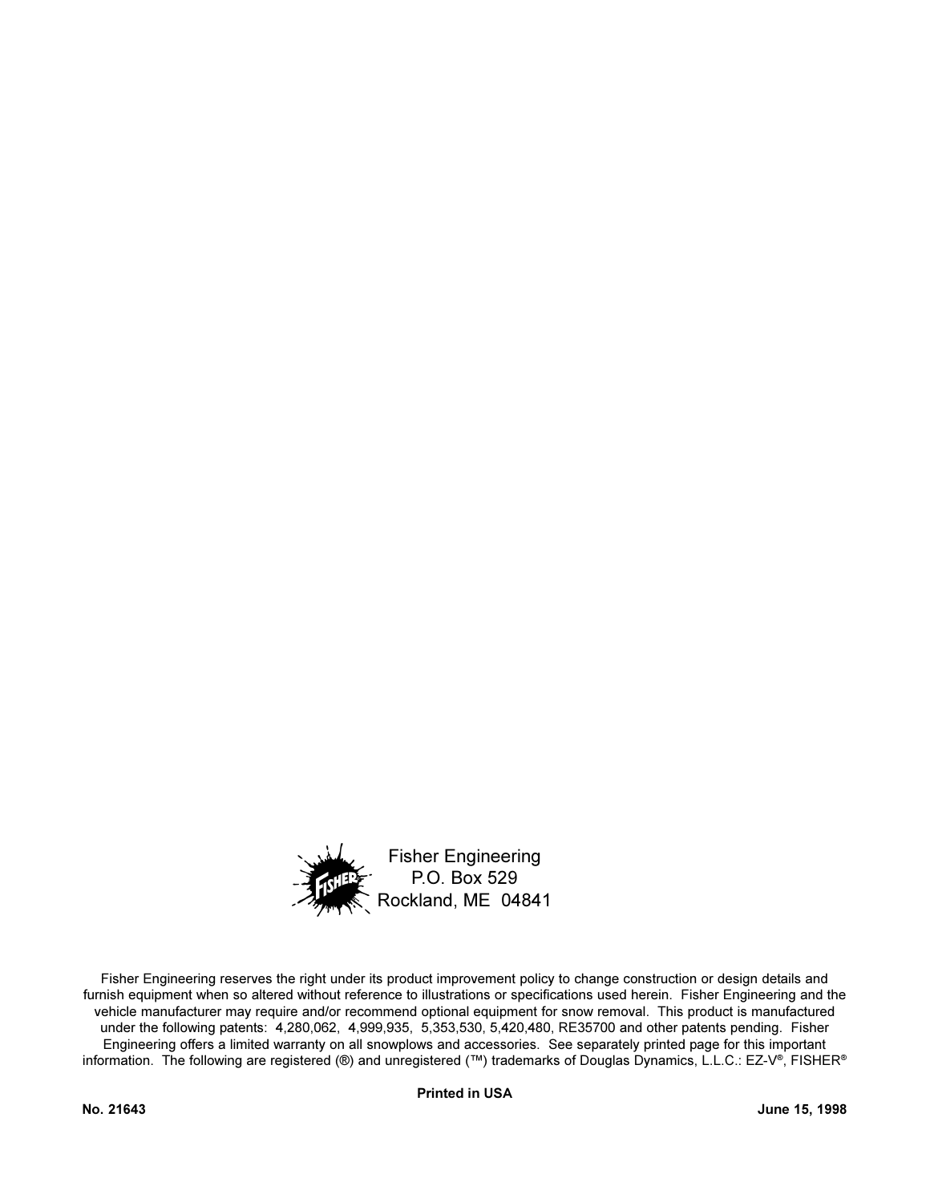Fisher Engineering
P.O. Box 529
Rockland, ME 04841

Fisher Engineering reserves the right under its product improvement policy to change construction or design details and furnish equipment when so altered without reference to illustrations or specifications used herein. Fisher Engineering and the vehicle manufacturer may require and/or recommend optional equipment for snow removal. This product is manufactured under the following patents: 4,280,062, 4,999,935, 5,353,530, 5,420,480, RE35700 and other patents pending. Fisher Engineering offers a limited warranty on all snowplows and accessories. See separately printed page for this important information. The following are registered (®) and unregistered (™) trademarks of Douglas Dynamics, L.L.C.: EZ-V®, FISHER®

**Printed in USA**

**No. 21643** **June 15, 1998**